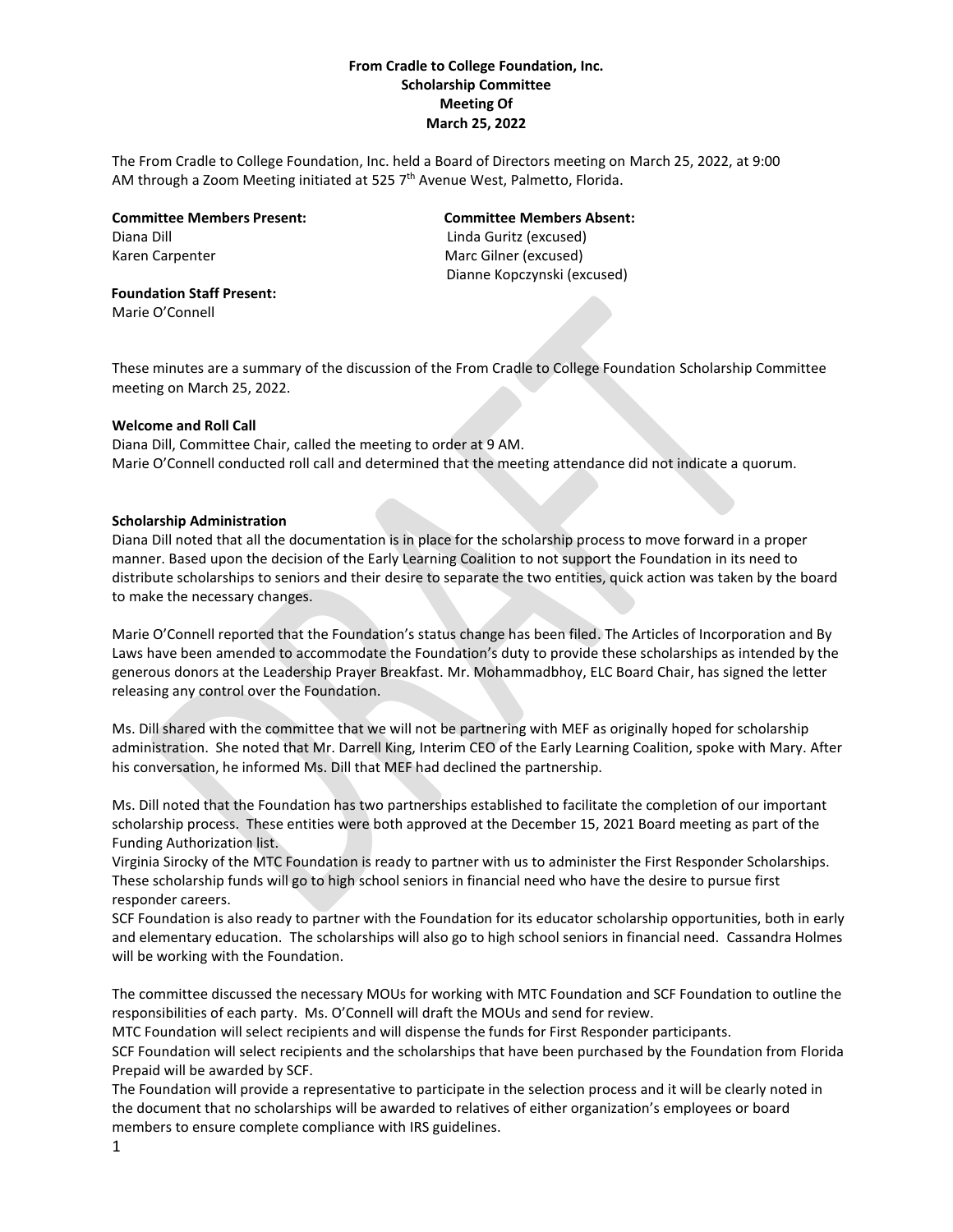**From Cradle to College Foundation, Inc.**
**Scholarship Committee**
**Meeting Of**
**March 25, 2022**

The From Cradle to College Foundation, Inc. held a Board of Directors meeting on March 25, 2022, at 9:00 AM through a Zoom Meeting initiated at 525 7th Avenue West, Palmetto, Florida.

**Committee Members Present:**
Diana Dill
Karen Carpenter

**Committee Members Absent:**
Linda Guritz (excused)
Marc Gilner (excused)
Dianne Kopczynski (excused)

**Foundation Staff Present:**
Marie O'Connell

These minutes are a summary of the discussion of the From Cradle to College Foundation Scholarship Committee meeting on March 25, 2022.

**Welcome and Roll Call**

Diana Dill, Committee Chair, called the meeting to order at 9 AM.
Marie O'Connell conducted roll call and determined that the meeting attendance did not indicate a quorum.

**Scholarship Administration**

Diana Dill noted that all the documentation is in place for the scholarship process to move forward in a proper manner. Based upon the decision of the Early Learning Coalition to not support the Foundation in its need to distribute scholarships to seniors and their desire to separate the two entities, quick action was taken by the board to make the necessary changes.

Marie O'Connell reported that the Foundation's status change has been filed. The Articles of Incorporation and By Laws have been amended to accommodate the Foundation's duty to provide these scholarships as intended by the generous donors at the Leadership Prayer Breakfast. Mr. Mohammadbhoy, ELC Board Chair, has signed the letter releasing any control over the Foundation.

Ms. Dill shared with the committee that we will not be partnering with MEF as originally hoped for scholarship administration. She noted that Mr. Darrell King, Interim CEO of the Early Learning Coalition, spoke with Mary. After his conversation, he informed Ms. Dill that MEF had declined the partnership.

Ms. Dill noted that the Foundation has two partnerships established to facilitate the completion of our important scholarship process. These entities were both approved at the December 15, 2021 Board meeting as part of the Funding Authorization list.
Virginia Sirocky of the MTC Foundation is ready to partner with us to administer the First Responder Scholarships. These scholarship funds will go to high school seniors in financial need who have the desire to pursue first responder careers.
SCF Foundation is also ready to partner with the Foundation for its educator scholarship opportunities, both in early and elementary education. The scholarships will also go to high school seniors in financial need. Cassandra Holmes will be working with the Foundation.

The committee discussed the necessary MOUs for working with MTC Foundation and SCF Foundation to outline the responsibilities of each party. Ms. O'Connell will draft the MOUs and send for review.
MTC Foundation will select recipients and will dispense the funds for First Responder participants.
SCF Foundation will select recipients and the scholarships that have been purchased by the Foundation from Florida Prepaid will be awarded by SCF.
The Foundation will provide a representative to participate in the selection process and it will be clearly noted in the document that no scholarships will be awarded to relatives of either organization's employees or board members to ensure complete compliance with IRS guidelines.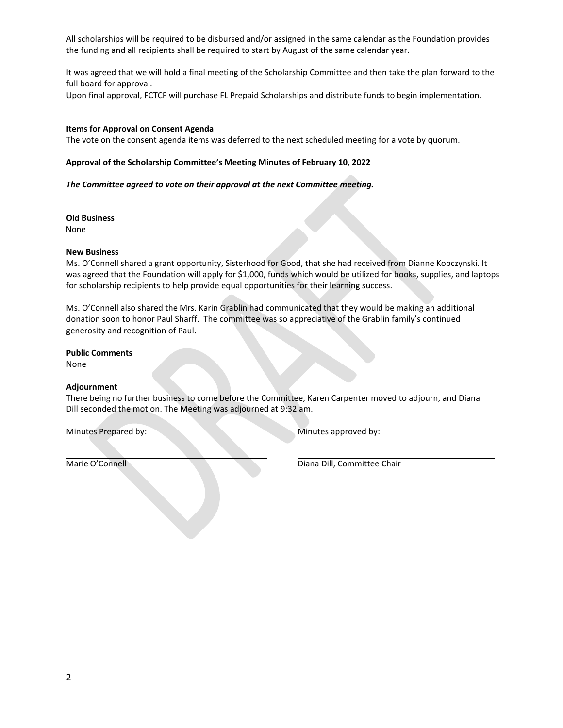All scholarships will be required to be disbursed and/or assigned in the same calendar as the Foundation provides the funding and all recipients shall be required to start by August of the same calendar year.

It was agreed that we will hold a final meeting of the Scholarship Committee and then take the plan forward to the full board for approval.
Upon final approval, FCTCF will purchase FL Prepaid Scholarships and distribute funds to begin implementation.

**Items for Approval on Consent Agenda**

The vote on the consent agenda items was deferred to the next scheduled meeting for a vote by quorum.

**Approval of the Scholarship Committee's Meeting Minutes of February 10, 2022**

***The Committee agreed to vote on their approval at the next Committee meeting.***

**Old Business**

None

**New Business**

Ms. O'Connell shared a grant opportunity, Sisterhood for Good, that she had received from Dianne Kopczynski. It was agreed that the Foundation will apply for $1,000, funds which would be utilized for books, supplies, and laptops for scholarship recipients to help provide equal opportunities for their learning success.

Ms. O'Connell also shared the Mrs. Karin Grablin had communicated that they would be making an additional donation soon to honor Paul Sharff. The committee was so appreciative of the Grablin family's continued generosity and recognition of Paul.

**Public Comments**

None

**Adjournment**

There being no further business to come before the Committee, Karen Carpenter moved to adjourn, and Diana Dill seconded the motion. The Meeting was adjourned at 9:32 am.

Minutes Prepared by: Minutes approved by:

Marie O'Connell

Diana Dill, Committee Chair